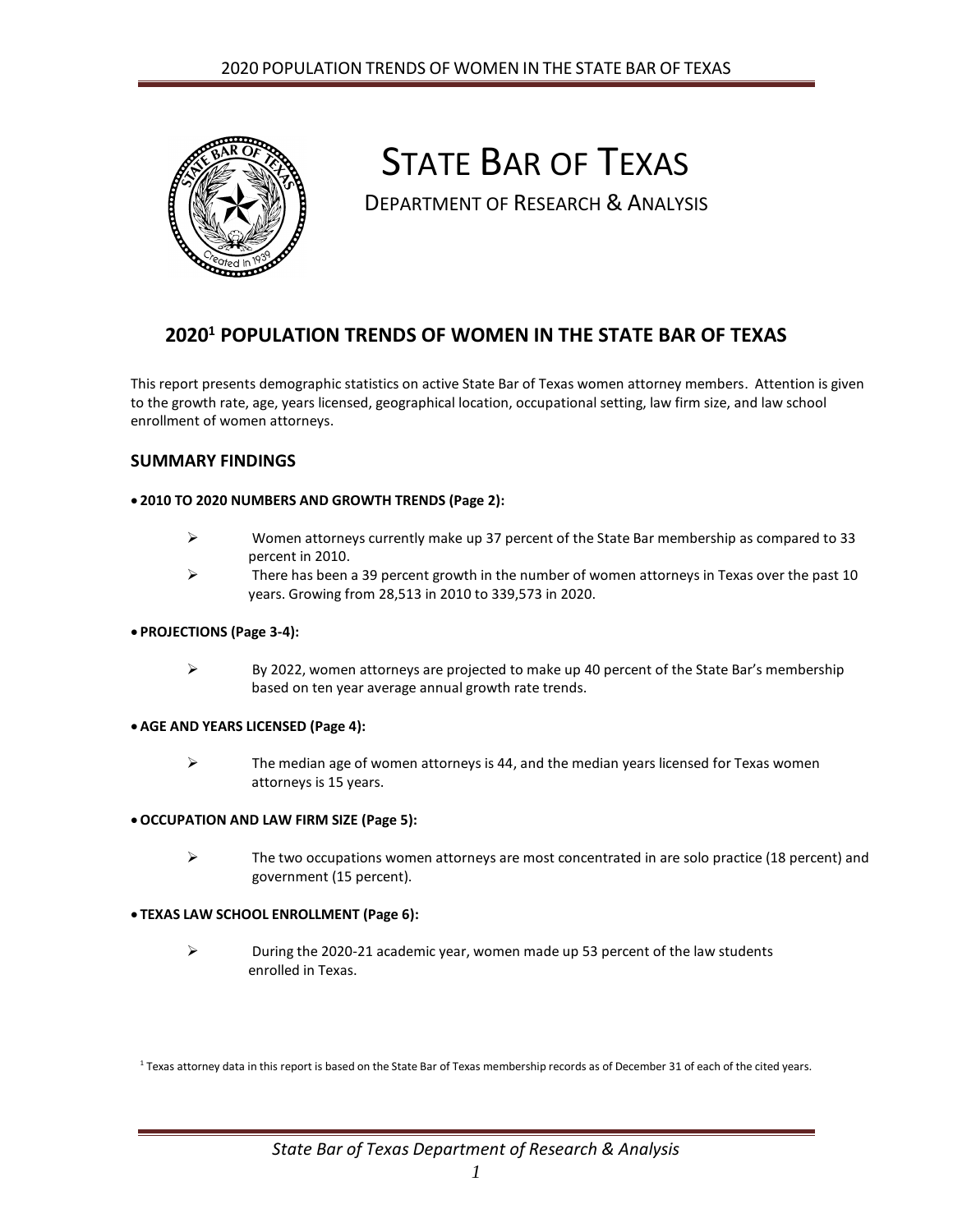# STATE BAR OF TEXAS

DEPARTMENT OF RESEARCH & ANALYSIS

## 2020[1] POPULATION TRENDS OF WOMEN IN THE STATE BAR OF TEXAS

This report presents demographic statistics on active State Bar of Texas women attorney members. Attention is given to the growth rate, age, years licensed, geographical location, occupational setting, law firm size, and law school enrollment of women attorneys.

### SUMMARY FINDINGS

- **2010 TO 2020 NUMBERS AND GROWTH TRENDS (Page 2):**
  - Women attorneys currently make up 37 percent of the State Bar membership as compared to 33 percent in 2010.
  - There has been a 39 percent growth in the number of women attorneys in Texas over the past 10 years. Growing from 28,513 in 2010 to 339,573 in 2020.

- **PROJECTIONS (Page 3-4):**
  - By 2022, women attorneys are projected to make up 40 percent of the State Bar's membership based on ten year average annual growth rate trends.

- **AGE AND YEARS LICENSED (Page 4):**
  - The median age of women attorneys is 44, and the median years licensed for Texas women attorneys is 15 years.

- **OCCUPATION AND LAW FIRM SIZE (Page 5):**
  - The two occupations women attorneys are most concentrated in are solo practice (18 percent) and government (15 percent).

- **TEXAS LAW SCHOOL ENROLLMENT (Page 6):**
  - During the 2020-21 academic year, women made up 53 percent of the law students enrolled in Texas.

[1] Texas attorney data in this report is based on the State Bar of Texas membership records as of December 31 of each of the cited years.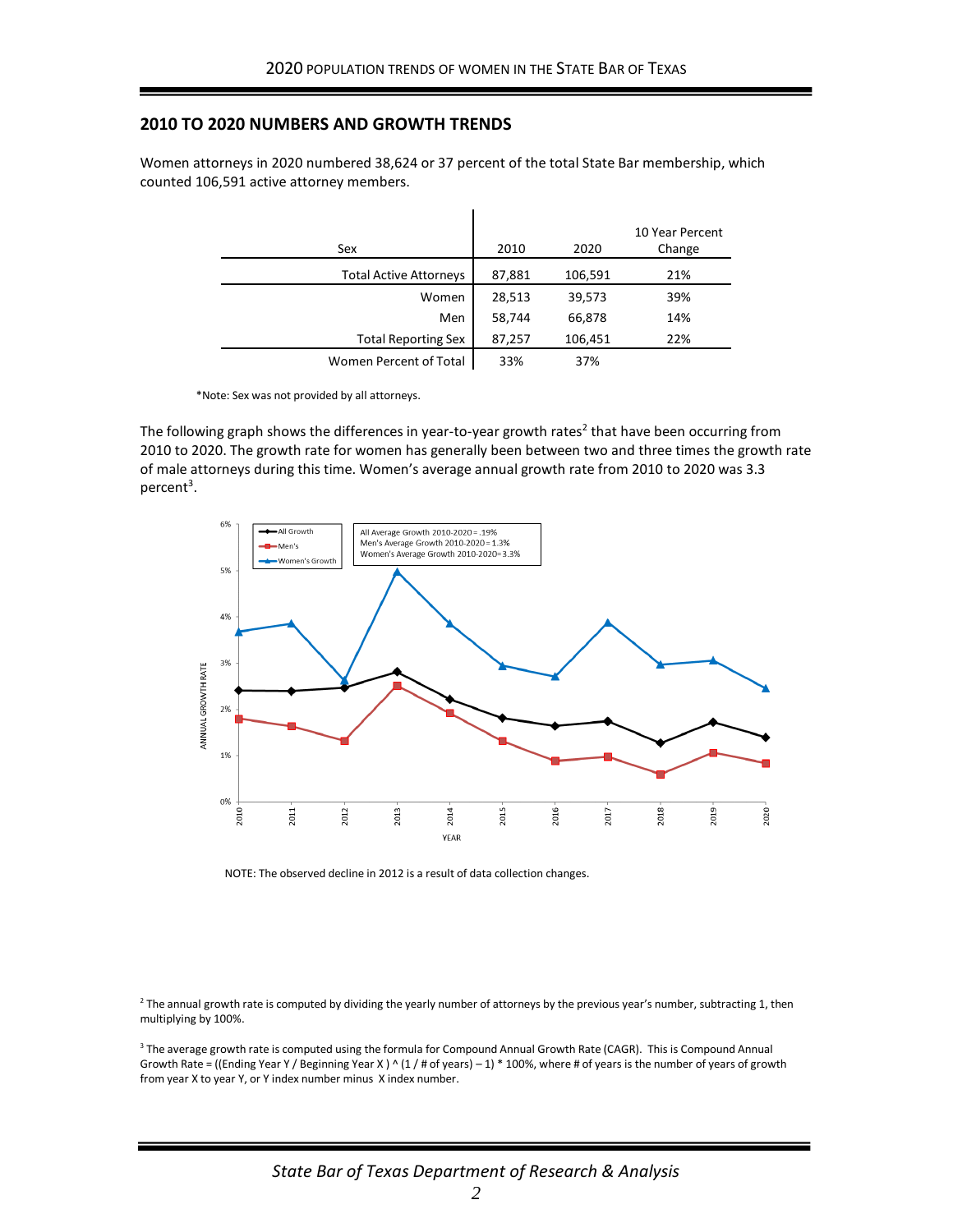## 2010 TO 2020 NUMBERS AND GROWTH TRENDS

Women attorneys in 2020 numbered 38,624 or 37 percent of the total State Bar membership, which counted 106,591 active attorney members.

| Sex | 2010 | 2020 | 10 Year Percent Change |
|---|---|---|---|
| Total Active Attorneys | 87,881 | 106,591 | 21% |
| Women | 28,513 | 39,573 | 39% |
| Men | 58,744 | 66,878 | 14% |
| Total Reporting Sex | 87,257 | 106,451 | 22% |
| Women Percent of Total | 33% | 37% | |

*Note: Sex was not provided by all attorneys.

The following graph shows the differences in year-to-year growth rates[2] that have been occurring from 2010 to 2020. The growth rate for women has generally been between two and three times the growth rate of male attorneys during this time. Women's average annual growth rate from 2010 to 2020 was 3.3 percent[3].

All Average Growth 2010-2020 = .19%
Men's Average Growth 2010-2020 = 1.3%
Women's Average Growth 2010-2020 = 3.3%

NOTE: The observed decline in 2012 is a result of data collection changes.

[2] The annual growth rate is computed by dividing the yearly number of attorneys by the previous year's number, subtracting 1, then multiplying by 100%.

[3] The average growth rate is computed using the formula for Compound Annual Growth Rate (CAGR). This is Compound Annual Growth Rate = ((Ending Year Y / Beginning Year X ) ^ (1 / # of years) – 1) * 100%, where # of years is the number of years of growth from year X to year Y, or Y index number minus X index number.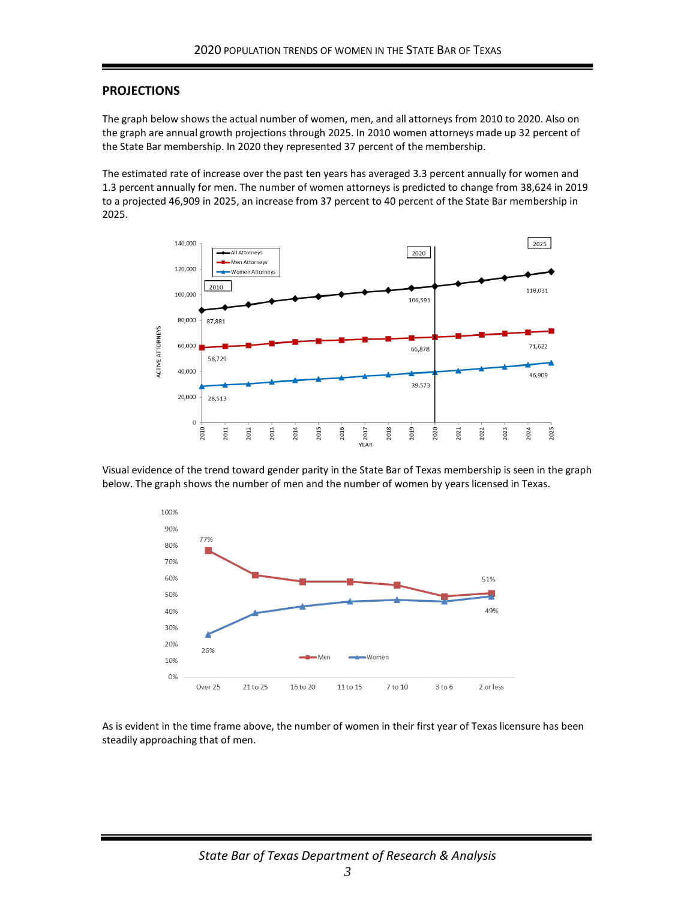## PROJECTIONS

The graph below shows the actual number of women, men, and all attorneys from 2010 to 2020. Also on the graph are annual growth projections through 2025. In 2010 women attorneys made up 32 percent of the State Bar membership. In 2020 they represented 37 percent of the membership.

The estimated rate of increase over the past ten years has averaged 3.3 percent annually for women and 1.3 percent annually for men. The number of women attorneys is predicted to change from 38,624 in 2019 to a projected 46,909 in 2025, an increase from 37 percent to 40 percent of the State Bar membership in 2025.

Visual evidence of the trend toward gender parity in the State Bar of Texas membership is seen in the graph below. The graph shows the number of men and the number of women by years licensed in Texas.

As is evident in the time frame above, the number of women in their first year of Texas licensure has been steadily approaching that of men.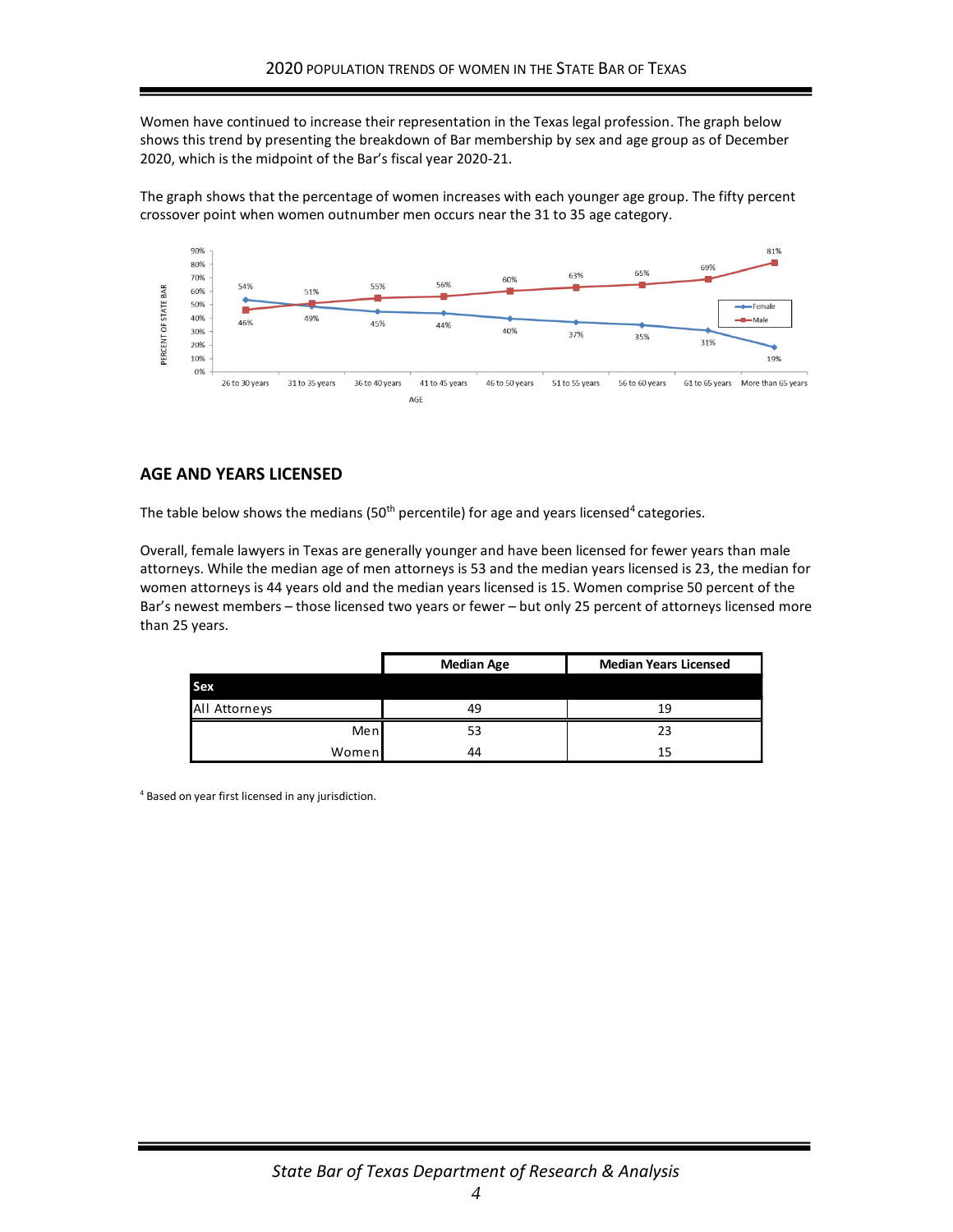Women have continued to increase their representation in the Texas legal profession. The graph below shows this trend by presenting the breakdown of Bar membership by sex and age group as of December 2020, which is the midpoint of the Bar's fiscal year 2020-21.

The graph shows that the percentage of women increases with each younger age group. The fifty percent crossover point when women outnumber men occurs near the 31 to 35 age category.

| AGE | Female | Male |
|---|---|---|
| 26 to 30 years | 54% | 46% |
| 31 to 35 years | 49% | 51% |
| 36 to 40 years | 45% | 55% |
| 41 to 45 years | 44% | 56% |
| 46 to 50 years | 40% | 60% |
| 51 to 55 years | 37% | 63% |
| 56 to 60 years | 35% | 65% |
| 61 to 65 years | 31% | 69% |
| More than 65 years | 19% | 81% |

(Y-axis: PERCENT OF STATE BAR)

## AGE AND YEARS LICENSED

The table below shows the medians (50th percentile) for age and years licensed[4] categories.

Overall, female lawyers in Texas are generally younger and have been licensed for fewer years than male attorneys. While the median age of men attorneys is 53 and the median years licensed is 23, the median for women attorneys is 44 years old and the median years licensed is 15. Women comprise 50 percent of the Bar's newest members – those licensed two years or fewer – but only 25 percent of attorneys licensed more than 25 years.

| | Median Age | Median Years Licensed |
|---|---|---|
| **Sex** | | |
| All Attorneys | 49 | 19 |
| Men | 53 | 23 |
| Women | 44 | 15 |

[4] Based on year first licensed in any jurisdiction.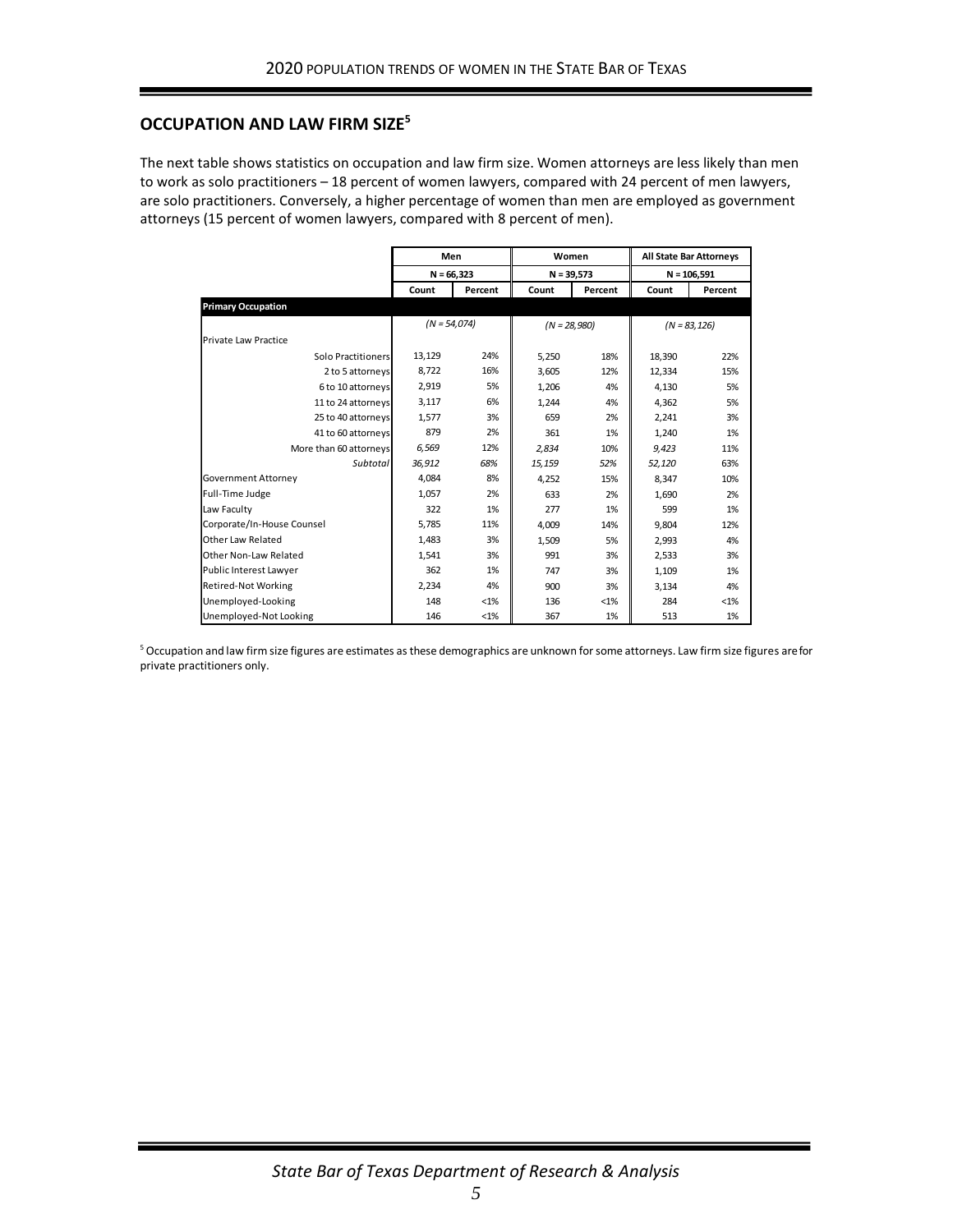## OCCUPATION AND LAW FIRM SIZE[5]

The next table shows statistics on occupation and law firm size. Women attorneys are less likely than men to work as solo practitioners – 18 percent of women lawyers, compared with 24 percent of men lawyers, are solo practitioners. Conversely, a higher percentage of women than men are employed as government attorneys (15 percent of women lawyers, compared with 8 percent of men).

| | Men | | Women | | All State Bar Attorneys | |
|---|---|---|---|---|---|---|
| | N = 66,323 | | N = 39,573 | | N = 106,591 | |
| | Count | Percent | Count | Percent | Count | Percent |
| **Primary Occupation** | | | | | | |
| | *(N = 54,074)* | | *(N = 28,980)* | | *(N = 83,126)* | |
| Private Law Practice | | | | | | |
| Solo Practitioners | 13,129 | 24% | 5,250 | 18% | 18,390 | 22% |
| 2 to 5 attorneys | 8,722 | 16% | 3,605 | 12% | 12,334 | 15% |
| 6 to 10 attorneys | 2,919 | 5% | 1,206 | 4% | 4,130 | 5% |
| 11 to 24 attorneys | 3,117 | 6% | 1,244 | 4% | 4,362 | 5% |
| 25 to 40 attorneys | 1,577 | 3% | 659 | 2% | 2,241 | 3% |
| 41 to 60 attorneys | 879 | 2% | 361 | 1% | 1,240 | 1% |
| More than 60 attorneys | *6,569* | 12% | *2,834* | 10% | *9,423* | 11% |
| *Subtotal* | *36,912* | *68%* | *15,159* | *52%* | *52,120* | 63% |
| Government Attorney | 4,084 | 8% | 4,252 | 15% | 8,347 | 10% |
| Full-Time Judge | 1,057 | 2% | 633 | 2% | 1,690 | 2% |
| Law Faculty | 322 | 1% | 277 | 1% | 599 | 1% |
| Corporate/In-House Counsel | 5,785 | 11% | 4,009 | 14% | 9,804 | 12% |
| Other Law Related | 1,483 | 3% | 1,509 | 5% | 2,993 | 4% |
| Other Non-Law Related | 1,541 | 3% | 991 | 3% | 2,533 | 3% |
| Public Interest Lawyer | 362 | 1% | 747 | 3% | 1,109 | 1% |
| Retired-Not Working | 2,234 | 4% | 900 | 3% | 3,134 | 4% |
| Unemployed-Looking | 148 | <1% | 136 | <1% | 284 | <1% |
| Unemployed-Not Looking | 146 | <1% | 367 | 1% | 513 | 1% |

[5] Occupation and law firm size figures are estimates as these demographics are unknown for some attorneys. Law firm size figures are for private practitioners only.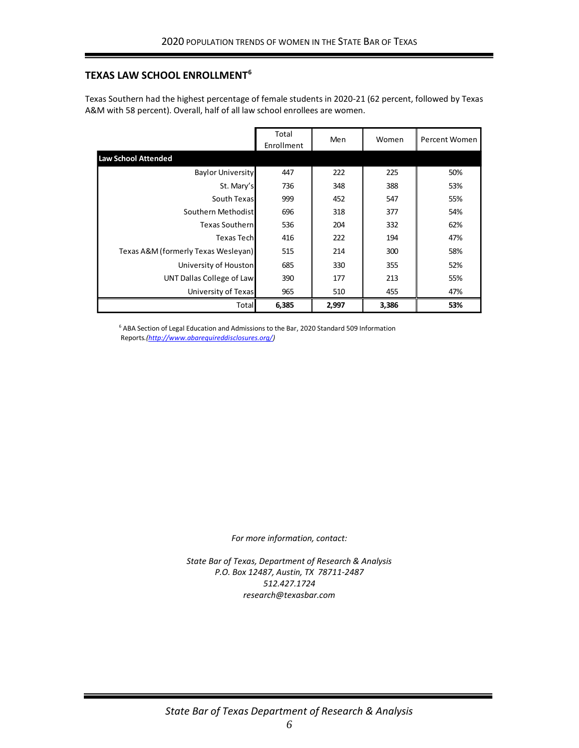## TEXAS LAW SCHOOL ENROLLMENT[6]

Texas Southern had the highest percentage of female students in 2020-21 (62 percent, followed by Texas A&M with 58 percent). Overall, half of all law school enrollees are women.

| Law School Attended | Total Enrollment | Men | Women | Percent Women |
|---|---|---|---|---|
| Baylor University | 447 | 222 | 225 | 50% |
| St. Mary's | 736 | 348 | 388 | 53% |
| South Texas | 999 | 452 | 547 | 55% |
| Southern Methodist | 696 | 318 | 377 | 54% |
| Texas Southern | 536 | 204 | 332 | 62% |
| Texas Tech | 416 | 222 | 194 | 47% |
| Texas A&M (formerly Texas Wesleyan) | 515 | 214 | 300 | 58% |
| University of Houston | 685 | 330 | 355 | 52% |
| UNT Dallas College of Law | 390 | 177 | 213 | 55% |
| University of Texas | 965 | 510 | 455 | 47% |
| **Total** | **6,385** | **2,997** | **3,386** | **53%** |

[6] ABA Section of Legal Education and Admissions to the Bar, 2020 Standard 509 Information Reports.*(http://www.abarequireddisclosures.org/)*

*For more information, contact:*

*State Bar of Texas, Department of Research & Analysis*
*P.O. Box 12487, Austin, TX 78711-2487*
*512.427.1724*
*research@texasbar.com*